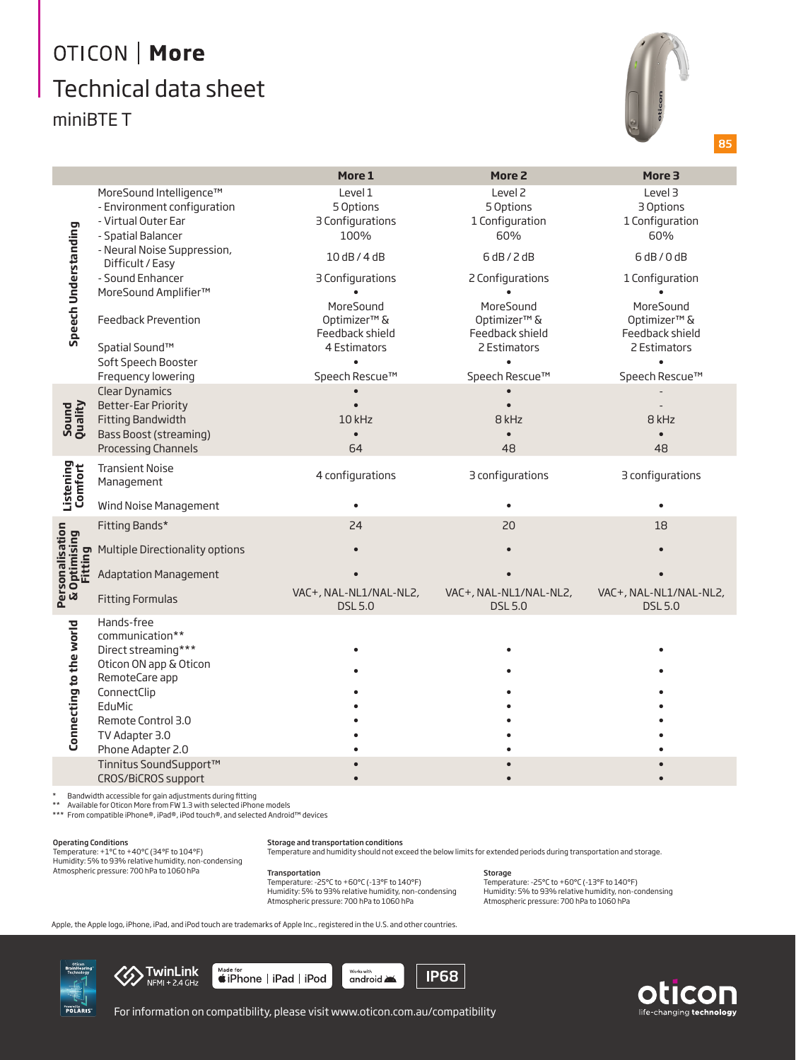# OTICON | More

## Technical data sheet

### miniBTE T

85

| | | More 1 | More 2 | More 3 |
|---|---|---|---|---|
| Speech Understanding | MoreSound Intelligence™ | Level 1 | Level 2 | Level 3 |
| | - Environment configuration | 5 Options | 5 Options | 3 Options |
| | - Virtual Outer Ear | 3 Configurations | 1 Configuration | 1 Configuration |
| | - Spatial Balancer | 100% | 60% | 60% |
| | - Neural Noise Suppression, Difficult / Easy | 10 dB / 4 dB | 6 dB / 2 dB | 6 dB / 0 dB |
| | - Sound Enhancer | 3 Configurations | 2 Configurations | 1 Configuration |
| | MoreSound Amplifier™ | • | • | • |
| | Feedback Prevention | MoreSound Optimizer™ & Feedback shield | MoreSound Optimizer™ & Feedback shield | MoreSound Optimizer™ & Feedback shield |
| | Spatial Sound™ | 4 Estimators | 2 Estimators | 2 Estimators |
| | Soft Speech Booster | • | • | • |
| | Frequency lowering | Speech Rescue™ | Speech Rescue™ | Speech Rescue™ |
| Sound Quality | Clear Dynamics | • | • | - |
| | Better-Ear Priority | • | • | - |
| | Fitting Bandwidth | 10 kHz | 8 kHz | 8 kHz |
| | Bass Boost (streaming) | • | • | • |
| | Processing Channels | 64 | 48 | 48 |
| Listening Comfort | Transient Noise Management | 4 configurations | 3 configurations | 3 configurations |
| | Wind Noise Management | • | • | • |
| Personalisation & Optimising Fitting | Fitting Bands* | 24 | 20 | 18 |
| | Multiple Directionality options | • | • | • |
| | Adaptation Management | • | • | • |
| | Fitting Formulas | VAC+, NAL-NL1/NAL-NL2, DSL 5.0 | VAC+, NAL-NL1/NAL-NL2, DSL 5.0 | VAC+, NAL-NL1/NAL-NL2, DSL 5.0 |
| Connecting to the world | Hands-free communication** | • | • | • |
| | Direct streaming*** | • | • | • |
| | Oticon ON app & Oticon RemoteCare app | • | • | • |
| | ConnectClip | • | • | • |
| | EduMic | • | • | • |
| | Remote Control 3.0 | • | • | • |
| | TV Adapter 3.0 | • | • | • |
| | Phone Adapter 2.0 | • | • | • |
| | Tinnitus SoundSupport™ | • | • | • |
| | CROS/BiCROS support | • | • | • |

\* Bandwidth accessible for gain adjustments during fitting
** Available for Oticon More from FW 1.3 with selected iPhone models
*** From compatible iPhone®, iPad®, iPod touch®, and selected Android™ devices

**Operating Conditions**
Temperature: +1°C to +40°C (34°F to 104°F)
Humidity: 5% to 93% relative humidity, non-condensing
Atmospheric pressure: 700 hPa to 1060 hPa

**Storage and transportation conditions**
Temperature and humidity should not exceed the below limits for extended periods during transportation and storage.

**Transportation**
Temperature: -25°C to +60°C (-13°F to 140°F)
Humidity: 5% to 93% relative humidity, non-condensing
Atmospheric pressure: 700 hPa to 1060 hPa

**Storage**
Temperature: -25°C to +60°C (-13°F to 140°F)
Humidity: 5% to 93% relative humidity, non-condensing
Atmospheric pressure: 700 hPa to 1060 hPa

Apple, the Apple logo, iPhone, iPad, and iPod touch are trademarks of Apple Inc., registered in the U.S. and other countries.

TwinLink NFMI + 2.4 GHz | Made for iPhone | iPad | iPod | Works with android | IP68

For information on compatibility, please visit www.oticon.com.au/compatibility

oticon life-changing technology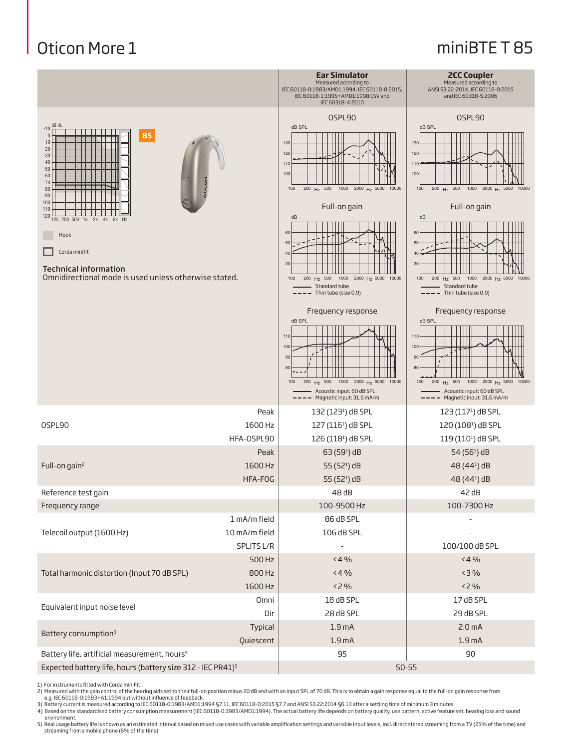# Oticon More 1

# miniBTE T 85

| | | Ear Simulator<br>Measured according to IEC 60118-0:1983/AMD1:1994, IEC 60118-0:2015, IEC 60118-1:1995+AMD1:1998 CSV and IEC 60318-4:2010 | 2CC Coupler<br>Measured according to ANSI S3.22-2014, IEC 60118-0:2015 and IEC 60318-5:2006 |
|---|---|---|---|

85

Hook

Corda miniFit

**Technical information**

Omnidirectional mode is used unless otherwise stated.

OSPL90

Full-on gain

Standard tube
Thin tube (size 0.9)

Frequency response

Acoustic input: 60 dB SPL
Magnetic input: 31.6 mA/m

| | | Ear Simulator | 2CC Coupler |
|---|---|---|---|
| OSPL90 | Peak | 132 (123[1]) dB SPL | 123 (117[1]) dB SPL |
| | 1600 Hz | 127 (116[1]) dB SPL | 120 (108[1]) dB SPL |
| | HFA-OSPL90 | 126 (118[1]) dB SPL | 119 (110[1]) dB SPL |
| Full-on gain[2] | Peak | 63 (59[1]) dB | 54 (56[1]) dB |
| | 1600 Hz | 55 (52[1]) dB | 48 (44[1]) dB |
| | HFA-FOG | 55 (52[1]) dB | 48 (44[1]) dB |
| Reference test gain | | 48 dB | 42 dB |
| Frequency range | | 100-9500 Hz | 100-7300 Hz |
| Telecoil output (1600 Hz) | 1 mA/m field | 86 dB SPL | - |
| | 10 mA/m field | 106 dB SPL | - |
| | SPLITS L/R | - | 100/100 dB SPL |
| Total harmonic distortion (Input 70 dB SPL) | 500 Hz | <4 % | <4 % |
| | 800 Hz | <4 % | <3 % |
| | 1600 Hz | <2 % | <2 % |
| Equivalent input noise level | Omni | 18 dB SPL | 17 dB SPL |
| | Dir | 28 dB SPL | 29 dB SPL |
| Battery consumption[3] | Typical | 1.9 mA | 2.0 mA |
| | Quiescent | 1.9 mA | 1.9 mA |
| Battery life, artificial measurement, hours[4] | | 95 | 90 |
| Expected battery life, hours (battery size 312 - IEC PR41)[5] | | 50-55 | |

1) For instruments fitted with Corda miniFit
2) Measured with the gain control of the hearing aids set to their full-on position minus 20 dB and with an input SPL of 70 dB. This is to obtain a gain response equal to the full-on gain response from e.g. IEC 60118-0:1983+A1:1994 but without influence of feedback.
3) Battery current is measured according to IEC 60118-0:1983/AMD1:1994 §7.11, IEC 60118-0:2015 §7.7 and ANSI S3.22:2014 §6.13 after a settling time of minimum 3 minutes.
4) Based on the standardised battery consumption measurement (IEC 60118-0:1983/AMD1:1994). The actual battery life depends on battery quality, use pattern, active feature set, hearing loss and sound environment.
5) Real usage battery life is shown as an estimated interval based on mixed use cases with variable amplification settings and variable input levels, incl. direct stereo streaming from a TV (25% of the time) and streaming from a mobile phone (6% of the time).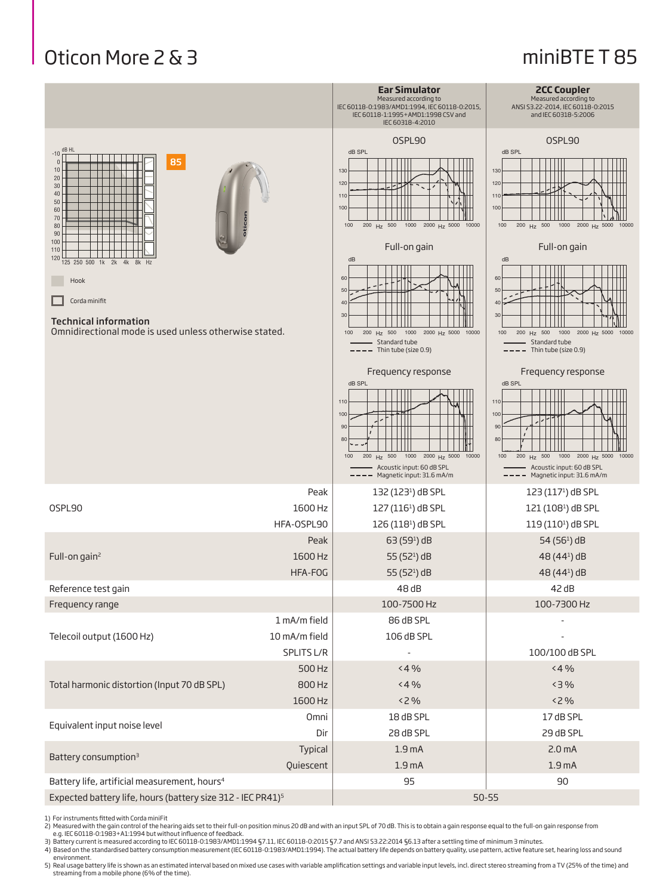# Oticon More 2 & 3

# miniBTE T 85

Hook

Corda miniFit

### Technical information

Omnidirectional mode is used unless otherwise stated.

| | | Ear Simulator<br>Measured according to IEC 60118-0:1983/AMD1:1994, IEC 60118-0:2015, IEC 60118-1:1995+AMD1:1998 CSV and IEC 60318-4:2010 | 2CC Coupler<br>Measured according to ANSI S3.22-2014, IEC 60118-0:2015 and IEC 60318-5:2006 |
|---|---|---|---|
| OSPL90 | Peak | 132 (123[1]) dB SPL | 123 (117[1]) dB SPL |
| | 1600 Hz | 127 (116[1]) dB SPL | 121 (108[1]) dB SPL |
| | HFA-OSPL90 | 126 (118[1]) dB SPL | 119 (110[1]) dB SPL |
| Full-on gain[2] | Peak | 63 (59[1]) dB | 54 (56[1]) dB |
| | 1600 Hz | 55 (52[1]) dB | 48 (44[1]) dB |
| | HFA-FOG | 55 (52[1]) dB | 48 (44[1]) dB |
| Reference test gain | | 48 dB | 42 dB |
| Frequency range | | 100-7500 Hz | 100-7300 Hz |
| Telecoil output (1600 Hz) | 1 mA/m field | 86 dB SPL | - |
| | 10 mA/m field | 106 dB SPL | - |
| | SPLITS L/R | - | 100/100 dB SPL |
| Total harmonic distortion (Input 70 dB SPL) | 500 Hz | <4 % | <4 % |
| | 800 Hz | <4 % | <3 % |
| | 1600 Hz | <2 % | <2 % |
| Equivalent input noise level | Omni | 18 dB SPL | 17 dB SPL |
| | Dir | 28 dB SPL | 29 dB SPL |
| Battery consumption[3] | Typical | 1.9 mA | 2.0 mA |
| | Quiescent | 1.9 mA | 1.9 mA |
| Battery life, artificial measurement, hours[4] | | 95 | 90 |
| Expected battery life, hours (battery size 312 - IEC PR41)[5] | | 50-55 | |

1) For instruments fitted with Corda miniFit
2) Measured with the gain control of the hearing aids set to their full-on position minus 20 dB and with an input SPL of 70 dB. This is to obtain a gain response equal to the full-on gain response from e.g. IEC 60118-0:1983+A1:1994 but without influence of feedback.
3) Battery current is measured according to IEC 60118-0:1983/AMD1:1994 §7.11, IEC 60118-0:2015 §7.7 and ANSI S3.22:2014 §6.13 after a settling time of minimum 3 minutes.
4) Based on the standardised battery consumption measurement (IEC 60118-0:1983/AMD1:1994). The actual battery life depends on battery quality, use pattern, active feature set, hearing loss and sound environment.
5) Real usage battery life is shown as an estimated interval based on mixed use cases with variable amplification settings and variable input levels, incl. direct stereo streaming from a TV (25% of the time) and streaming from a mobile phone (6% of the time).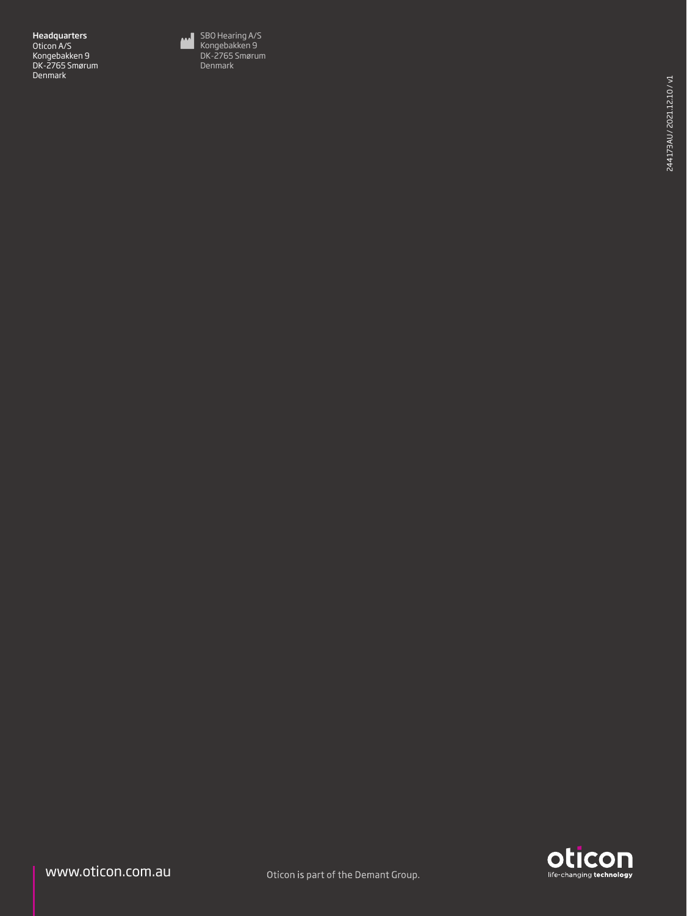**Headquarters**
Oticon A/S
Kongebakken 9
DK-2765 Smørum
Denmark

SBO Hearing A/S
Kongebakken 9
DK-2765 Smørum
Denmark

244173AU/ 2021.12.10 / v1

www.oticon.com.au

Oticon is part of the Demant Group.

oticon
life-changing **technology**